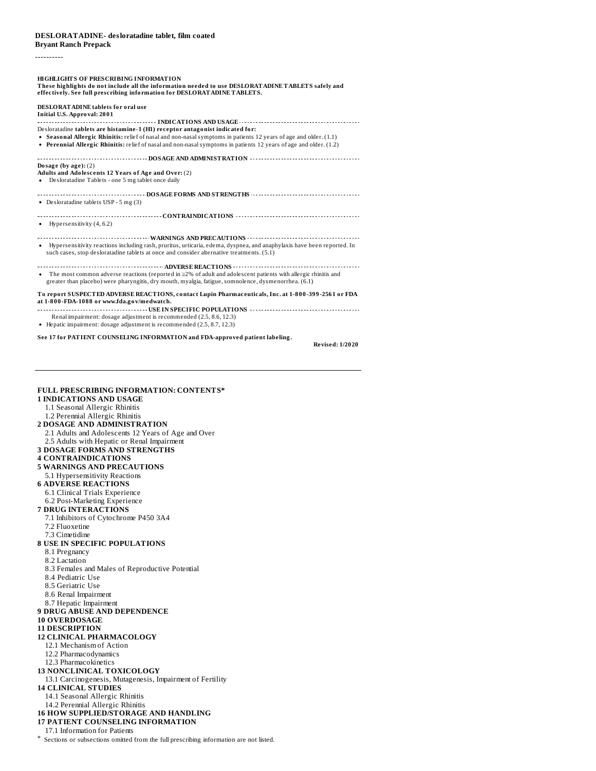**DESLORATADINE- desloratadine tablet, film coated**
**Bryant Ranch Prepack**

----------

**HIGHLIGHTS OF PRESCRIBING INFORMATION**
**These highlights do not include all the information needed to use DESLORATADINE TABLETS safely and effectively. See full prescribing information for DESLORATADINE TABLETS.**

**DESLORATADINE tablets for oral use**
**Initial U.S. Approval: 2001**

**INDICATIONS AND USAGE**

Desloratadine **tablets are histamine-1 (H1) receptor antagonist indicated for:**

- **Seasonal Allergic Rhinitis:** relief of nasal and non-nasal symptoms in patients 12 years of age and older. (1.1)
- **Perennial Allergic Rhinitis:** relief of nasal and non-nasal symptoms in patients 12 years of age and older. (1.2)

**DOSAGE AND ADMINISTRATION**

**Dosage (by age):** (2)
**Adults and Adolescents 12 Years of Age and Over:** (2)

- Desloratadine Tablets - one 5 mg tablet once daily

**DOSAGE FORMS AND STRENGTHS**

- Desloratadine tablets USP - 5 mg (3)

**CONTRAINDICATIONS**

- Hypersensitivity (4, 6.2)

**WARNINGS AND PRECAUTIONS**

- Hypersensitivity reactions including rash, pruritus, urticaria, edema, dyspnea, and anaphylaxis have been reported. In such cases, stop desloratadine tablets at once and consider alternative treatments. (5.1)

**ADVERSE REACTIONS**

- The most common adverse reactions (reported in ≥2% of adult and adolescent patients with allergic rhinitis and greater than placebo) were pharyngitis, dry mouth, myalgia, fatigue, somnolence, dysmenorrhea. (6.1)

**To report SUSPECTED ADVERSE REACTIONS, contact Lupin Pharmaceuticals, Inc. at 1-800-399-2561 or FDA at 1-800-FDA-1088 or www.fda.gov/medwatch.**

**USE IN SPECIFIC POPULATIONS**

Renal impairment: dosage adjustment is recommended (2.5, 8.6, 12.3)

- Hepatic impairment: dosage adjustment is recommended (2.5, 8.7, 12.3)

**See 17 for PATIENT COUNSELING INFORMATION and FDA-approved patient labeling.**

**Revised: 1/2020**

---

**FULL PRESCRIBING INFORMATION: CONTENTS***

**1 INDICATIONS AND USAGE**
- 1.1 Seasonal Allergic Rhinitis
- 1.2 Perennial Allergic Rhinitis

**2 DOSAGE AND ADMINISTRATION**
- 2.1 Adults and Adolescents 12 Years of Age and Over
- 2.5 Adults with Hepatic or Renal Impairment

**3 DOSAGE FORMS AND STRENGTHS**

**4 CONTRAINDICATIONS**

**5 WARNINGS AND PRECAUTIONS**
- 5.1 Hypersensitivity Reactions

**6 ADVERSE REACTIONS**
- 6.1 Clinical Trials Experience
- 6.2 Post-Marketing Experience

**7 DRUG INTERACTIONS**
- 7.1 Inhibitors of Cytochrome P450 3A4
- 7.2 Fluoxetine
- 7.3 Cimetidine

**8 USE IN SPECIFIC POPULATIONS**
- 8.1 Pregnancy
- 8.2 Lactation
- 8.3 Females and Males of Reproductive Potential
- 8.4 Pediatric Use
- 8.5 Geriatric Use
- 8.6 Renal Impairment
- 8.7 Hepatic Impairment

**9 DRUG ABUSE AND DEPENDENCE**

**10 OVERDOSAGE**

**11 DESCRIPTION**

**12 CLINICAL PHARMACOLOGY**
- 12.1 Mechanism of Action
- 12.2 Pharmacodynamics
- 12.3 Pharmacokinetics

**13 NONCLINICAL TOXICOLOGY**
- 13.1 Carcinogenesis, Mutagenesis, Impairment of Fertility

**14 CLINICAL STUDIES**
- 14.1 Seasonal Allergic Rhinitis
- 14.2 Perennial Allergic Rhinitis

**16 HOW SUPPLIED/STORAGE AND HANDLING**

**17 PATIENT COUNSELING INFORMATION**
- 17.1 Information for Patients

\* Sections or subsections omitted from the full prescribing information are not listed.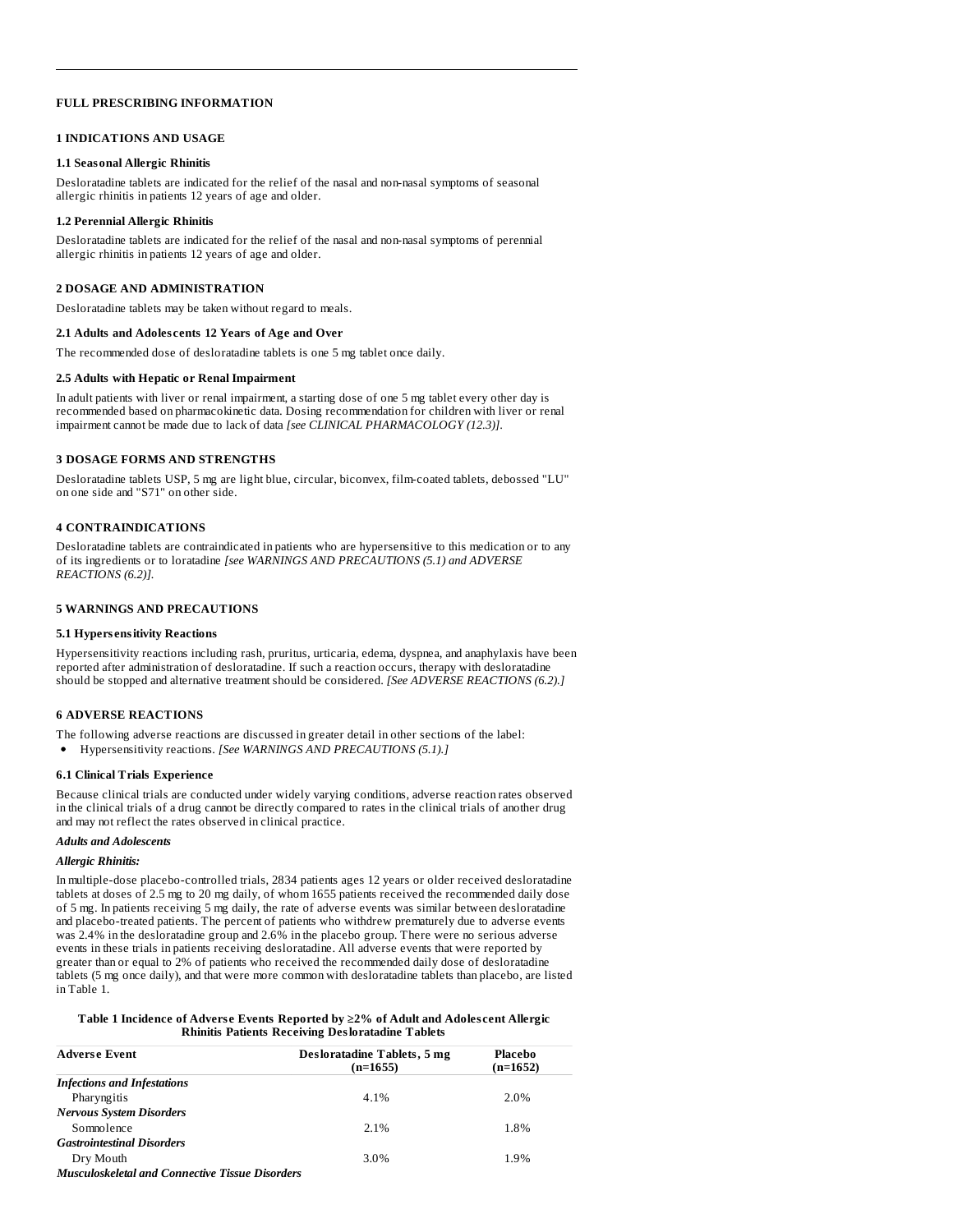## FULL PRESCRIBING INFORMATION

### 1 INDICATIONS AND USAGE

#### 1.1 Seasonal Allergic Rhinitis

Desloratadine tablets are indicated for the relief of the nasal and non-nasal symptoms of seasonal allergic rhinitis in patients 12 years of age and older.

#### 1.2 Perennial Allergic Rhinitis

Desloratadine tablets are indicated for the relief of the nasal and non-nasal symptoms of perennial allergic rhinitis in patients 12 years of age and older.

### 2 DOSAGE AND ADMINISTRATION

Desloratadine tablets may be taken without regard to meals.

#### 2.1 Adults and Adolescents 12 Years of Age and Over

The recommended dose of desloratadine tablets is one 5 mg tablet once daily.

#### 2.5 Adults with Hepatic or Renal Impairment

In adult patients with liver or renal impairment, a starting dose of one 5 mg tablet every other day is recommended based on pharmacokinetic data. Dosing recommendation for children with liver or renal impairment cannot be made due to lack of data *[see CLINICAL PHARMACOLOGY (12.3)]*.

### 3 DOSAGE FORMS AND STRENGTHS

Desloratadine tablets USP, 5 mg are light blue, circular, biconvex, film-coated tablets, debossed "LU" on one side and "S71" on other side.

### 4 CONTRAINDICATIONS

Desloratadine tablets are contraindicated in patients who are hypersensitive to this medication or to any of its ingredients or to loratadine *[see WARNINGS AND PRECAUTIONS (5.1) and ADVERSE REACTIONS (6.2)].*

### 5 WARNINGS AND PRECAUTIONS

#### 5.1 Hypersensitivity Reactions

Hypersensitivity reactions including rash, pruritus, urticaria, edema, dyspnea, and anaphylaxis have been reported after administration of desloratadine. If such a reaction occurs, therapy with desloratadine should be stopped and alternative treatment should be considered. *[See ADVERSE REACTIONS (6.2).]*

### 6 ADVERSE REACTIONS

The following adverse reactions are discussed in greater detail in other sections of the label:

- Hypersensitivity reactions. *[See WARNINGS AND PRECAUTIONS (5.1).]*

#### 6.1 Clinical Trials Experience

Because clinical trials are conducted under widely varying conditions, adverse reaction rates observed in the clinical trials of a drug cannot be directly compared to rates in the clinical trials of another drug and may not reflect the rates observed in clinical practice.

***Adults and Adolescents***

***Allergic Rhinitis:***

In multiple-dose placebo-controlled trials, 2834 patients ages 12 years or older received desloratadine tablets at doses of 2.5 mg to 20 mg daily, of whom 1655 patients received the recommended daily dose of 5 mg. In patients receiving 5 mg daily, the rate of adverse events was similar between desloratadine and placebo-treated patients. The percent of patients who withdrew prematurely due to adverse events was 2.4% in the desloratadine group and 2.6% in the placebo group. There were no serious adverse events in these trials in patients receiving desloratadine. All adverse events that were reported by greater than or equal to 2% of patients who received the recommended daily dose of desloratadine tablets (5 mg once daily), and that were more common with desloratadine tablets than placebo, are listed in Table 1.

**Table 1 Incidence of Adverse Events Reported by ≥2% of Adult and Adolescent Allergic Rhinitis Patients Receiving Desloratadine Tablets**

| Adverse Event | Desloratadine Tablets, 5 mg (n=1655) | Placebo (n=1652) |
|---|---|---|
| ***Infections and Infestations*** | | |
| Pharyngitis | 4.1% | 2.0% |
| ***Nervous System Disorders*** | | |
| Somnolence | 2.1% | 1.8% |
| ***Gastrointestinal Disorders*** | | |
| Dry Mouth | 3.0% | 1.9% |
| ***Musculoskeletal and Connective Tissue Disorders*** | | |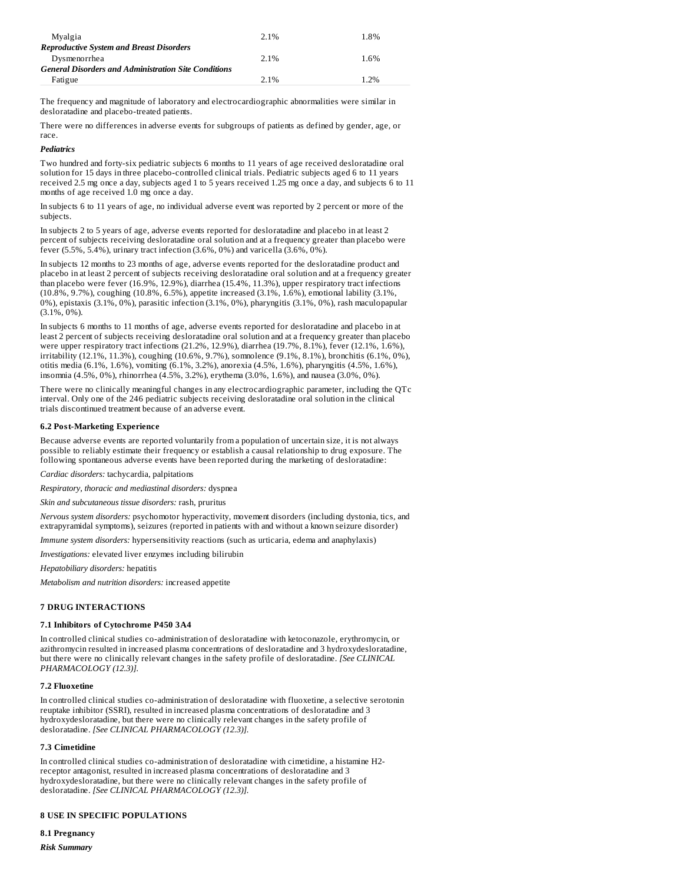| | | |
|---|---|---|
| Myalgia | 2.1% | 1.8% |
| ***Reproductive System and Breast Disorders*** | | |
| Dysmenorrhea | 2.1% | 1.6% |
| ***General Disorders and Administration Site Conditions*** | | |
| Fatigue | 2.1% | 1.2% |

The frequency and magnitude of laboratory and electrocardiographic abnormalities were similar in desloratadine and placebo-treated patients.

There were no differences in adverse events for subgroups of patients as defined by gender, age, or race.

***Pediatrics***

Two hundred and forty-six pediatric subjects 6 months to 11 years of age received desloratadine oral solution for 15 days in three placebo-controlled clinical trials. Pediatric subjects aged 6 to 11 years received 2.5 mg once a day, subjects aged 1 to 5 years received 1.25 mg once a day, and subjects 6 to 11 months of age received 1.0 mg once a day.

In subjects 6 to 11 years of age, no individual adverse event was reported by 2 percent or more of the subjects.

In subjects 2 to 5 years of age, adverse events reported for desloratadine and placebo in at least 2 percent of subjects receiving desloratadine oral solution and at a frequency greater than placebo were fever (5.5%, 5.4%), urinary tract infection (3.6%, 0%) and varicella (3.6%, 0%).

In subjects 12 months to 23 months of age, adverse events reported for the desloratadine product and placebo in at least 2 percent of subjects receiving desloratadine oral solution and at a frequency greater than placebo were fever (16.9%, 12.9%), diarrhea (15.4%, 11.3%), upper respiratory tract infections (10.8%, 9.7%), coughing (10.8%, 6.5%), appetite increased (3.1%, 1.6%), emotional lability (3.1%, 0%), epistaxis (3.1%, 0%), parasitic infection (3.1%, 0%), pharyngitis (3.1%, 0%), rash maculopapular (3.1%, 0%).

In subjects 6 months to 11 months of age, adverse events reported for desloratadine and placebo in at least 2 percent of subjects receiving desloratadine oral solution and at a frequency greater than placebo were upper respiratory tract infections (21.2%, 12.9%), diarrhea (19.7%, 8.1%), fever (12.1%, 1.6%), irritability (12.1%, 11.3%), coughing (10.6%, 9.7%), somnolence (9.1%, 8.1%), bronchitis (6.1%, 0%), otitis media (6.1%, 1.6%), vomiting (6.1%, 3.2%), anorexia (4.5%, 1.6%), pharyngitis (4.5%, 1.6%), insomnia (4.5%, 0%), rhinorrhea (4.5%, 3.2%), erythema (3.0%, 1.6%), and nausea (3.0%, 0%).

There were no clinically meaningful changes in any electrocardiographic parameter, including the QTc interval. Only one of the 246 pediatric subjects receiving desloratadine oral solution in the clinical trials discontinued treatment because of an adverse event.

### 6.2 Post-Marketing Experience

Because adverse events are reported voluntarily from a population of uncertain size, it is not always possible to reliably estimate their frequency or establish a causal relationship to drug exposure. The following spontaneous adverse events have been reported during the marketing of desloratadine:

*Cardiac disorders:* tachycardia, palpitations

*Respiratory, thoracic and mediastinal disorders:* dyspnea

*Skin and subcutaneous tissue disorders:* rash, pruritus

*Nervous system disorders:* psychomotor hyperactivity, movement disorders (including dystonia, tics, and extrapyramidal symptoms), seizures (reported in patients with and without a known seizure disorder)

*Immune system disorders:* hypersensitivity reactions (such as urticaria, edema and anaphylaxis)

*Investigations:* elevated liver enzymes including bilirubin

*Hepatobiliary disorders:* hepatitis

*Metabolism and nutrition disorders:* increased appetite

## 7 DRUG INTERACTIONS

### 7.1 Inhibitors of Cytochrome P450 3A4

In controlled clinical studies co-administration of desloratadine with ketoconazole, erythromycin, or azithromycin resulted in increased plasma concentrations of desloratadine and 3 hydroxydesloratadine, but there were no clinically relevant changes in the safety profile of desloratadine. *[See CLINICAL PHARMACOLOGY (12.3)].*

### 7.2 Fluoxetine

In controlled clinical studies co-administration of desloratadine with fluoxetine, a selective serotonin reuptake inhibitor (SSRI), resulted in increased plasma concentrations of desloratadine and 3 hydroxydesloratadine, but there were no clinically relevant changes in the safety profile of desloratadine. *[See CLINICAL PHARMACOLOGY (12.3)].*

### 7.3 Cimetidine

In controlled clinical studies co-administration of desloratadine with cimetidine, a histamine H2-receptor antagonist, resulted in increased plasma concentrations of desloratadine and 3 hydroxydesloratadine, but there were no clinically relevant changes in the safety profile of desloratadine. *[See CLINICAL PHARMACOLOGY (12.3)].*

## 8 USE IN SPECIFIC POPULATIONS

### 8.1 Pregnancy

***Risk Summary***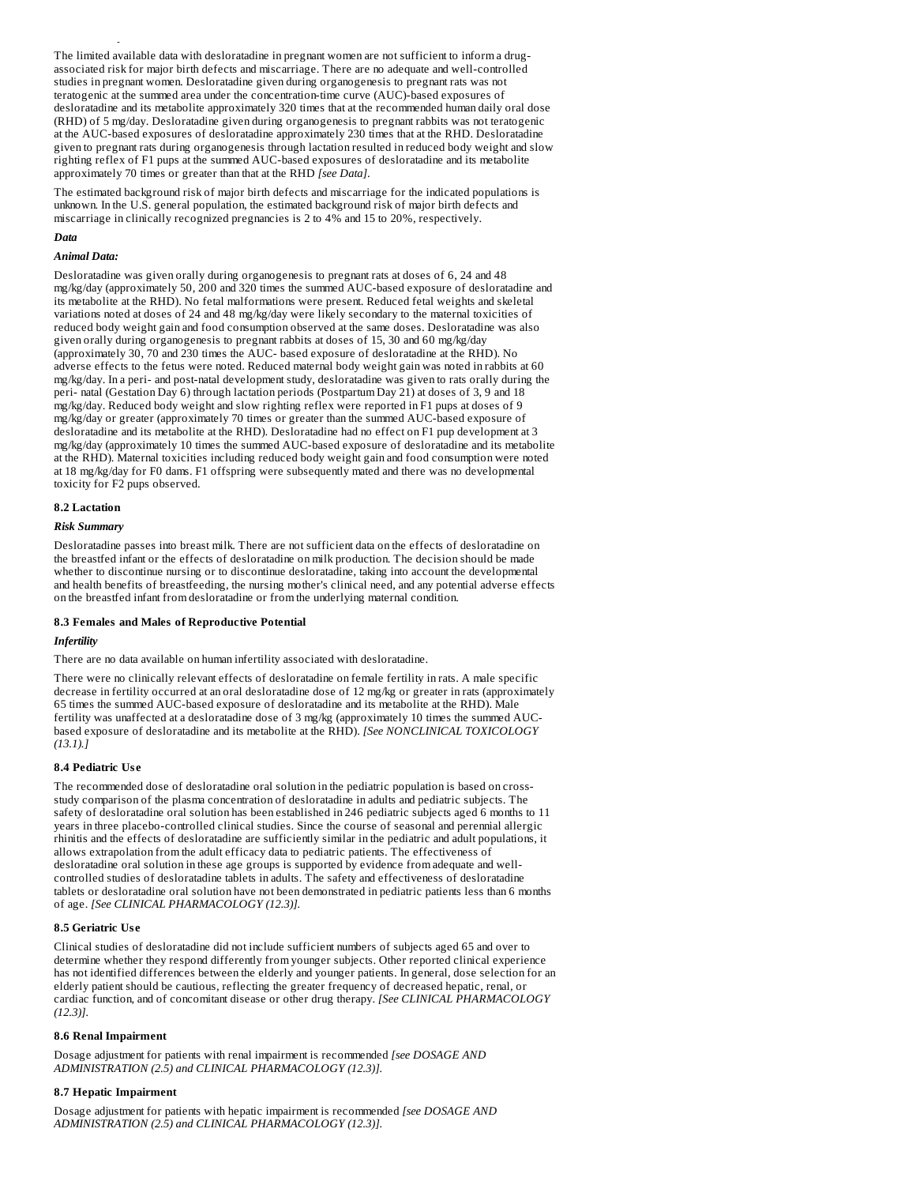The limited available data with desloratadine in pregnant women are not sufficient to inform a drug-associated risk for major birth defects and miscarriage. There are no adequate and well-controlled studies in pregnant women. Desloratadine given during organogenesis to pregnant rats was not teratogenic at the summed area under the concentration-time curve (AUC)-based exposures of desloratadine and its metabolite approximately 320 times that at the recommended human daily oral dose (RHD) of 5 mg/day. Desloratadine given during organogenesis to pregnant rabbits was not teratogenic at the AUC-based exposures of desloratadine approximately 230 times that at the RHD. Desloratadine given to pregnant rats during organogenesis through lactation resulted in reduced body weight and slow righting reflex of F1 pups at the summed AUC-based exposures of desloratadine and its metabolite approximately 70 times or greater than that at the RHD *[see Data]*.

The estimated background risk of major birth defects and miscarriage for the indicated populations is unknown. In the U.S. general population, the estimated background risk of major birth defects and miscarriage in clinically recognized pregnancies is 2 to 4% and 15 to 20%, respectively.

***Data***

***Animal Data:***

Desloratadine was given orally during organogenesis to pregnant rats at doses of 6, 24 and 48 mg/kg/day (approximately 50, 200 and 320 times the summed AUC-based exposure of desloratadine and its metabolite at the RHD). No fetal malformations were present. Reduced fetal weights and skeletal variations noted at doses of 24 and 48 mg/kg/day were likely secondary to the maternal toxicities of reduced body weight gain and food consumption observed at the same doses. Desloratadine was also given orally during organogenesis to pregnant rabbits at doses of 15, 30 and 60 mg/kg/day (approximately 30, 70 and 230 times the AUC- based exposure of desloratadine at the RHD). No adverse effects to the fetus were noted. Reduced maternal body weight gain was noted in rabbits at 60 mg/kg/day. In a peri- and post-natal development study, desloratadine was given to rats orally during the peri- natal (Gestation Day 6) through lactation periods (Postpartum Day 21) at doses of 3, 9 and 18 mg/kg/day. Reduced body weight and slow righting reflex were reported in F1 pups at doses of 9 mg/kg/day or greater (approximately 70 times or greater than the summed AUC-based exposure of desloratadine and its metabolite at the RHD). Desloratadine had no effect on F1 pup development at 3 mg/kg/day (approximately 10 times the summed AUC-based exposure of desloratadine and its metabolite at the RHD). Maternal toxicities including reduced body weight gain and food consumption were noted at 18 mg/kg/day for F0 dams. F1 offspring were subsequently mated and there was no developmental toxicity for F2 pups observed.

### 8.2 Lactation

***Risk Summary***

Desloratadine passes into breast milk. There are not sufficient data on the effects of desloratadine on the breastfed infant or the effects of desloratadine on milk production. The decision should be made whether to discontinue nursing or to discontinue desloratadine, taking into account the developmental and health benefits of breastfeeding, the nursing mother's clinical need, and any potential adverse effects on the breastfed infant from desloratadine or from the underlying maternal condition.

### 8.3 Females and Males of Reproductive Potential

***Infertility***

There are no data available on human infertility associated with desloratadine.

There were no clinically relevant effects of desloratadine on female fertility in rats. A male specific decrease in fertility occurred at an oral desloratadine dose of 12 mg/kg or greater in rats (approximately 65 times the summed AUC-based exposure of desloratadine and its metabolite at the RHD). Male fertility was unaffected at a desloratadine dose of 3 mg/kg (approximately 10 times the summed AUC-based exposure of desloratadine and its metabolite at the RHD). *[See NONCLINICAL TOXICOLOGY (13.1).]*

### 8.4 Pediatric Use

The recommended dose of desloratadine oral solution in the pediatric population is based on cross-study comparison of the plasma concentration of desloratadine in adults and pediatric subjects. The safety of desloratadine oral solution has been established in 246 pediatric subjects aged 6 months to 11 years in three placebo-controlled clinical studies. Since the course of seasonal and perennial allergic rhinitis and the effects of desloratadine are sufficiently similar in the pediatric and adult populations, it allows extrapolation from the adult efficacy data to pediatric patients. The effectiveness of desloratadine oral solution in these age groups is supported by evidence from adequate and well-controlled studies of desloratadine tablets in adults. The safety and effectiveness of desloratadine tablets or desloratadine oral solution have not been demonstrated in pediatric patients less than 6 months of age. *[See CLINICAL PHARMACOLOGY (12.3)].*

### 8.5 Geriatric Use

Clinical studies of desloratadine did not include sufficient numbers of subjects aged 65 and over to determine whether they respond differently from younger subjects. Other reported clinical experience has not identified differences between the elderly and younger patients. In general, dose selection for an elderly patient should be cautious, reflecting the greater frequency of decreased hepatic, renal, or cardiac function, and of concomitant disease or other drug therapy. *[See CLINICAL PHARMACOLOGY (12.3)].*

### 8.6 Renal Impairment

Dosage adjustment for patients with renal impairment is recommended *[see DOSAGE AND ADMINISTRATION (2.5) and CLINICAL PHARMACOLOGY (12.3)].*

### 8.7 Hepatic Impairment

Dosage adjustment for patients with hepatic impairment is recommended *[see DOSAGE AND ADMINISTRATION (2.5) and CLINICAL PHARMACOLOGY (12.3)].*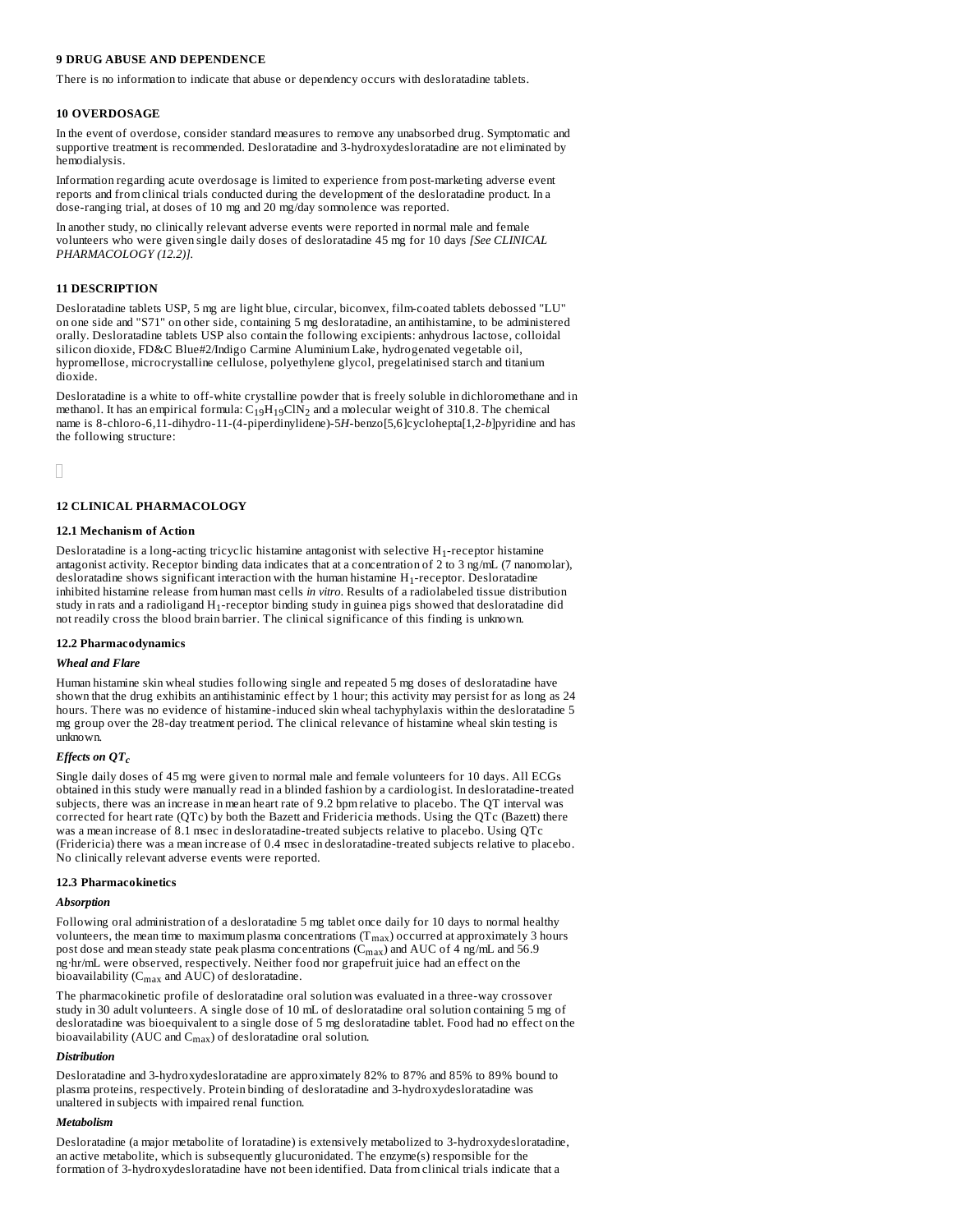## 9 DRUG ABUSE AND DEPENDENCE

There is no information to indicate that abuse or dependency occurs with desloratadine tablets.

## 10 OVERDOSAGE

In the event of overdose, consider standard measures to remove any unabsorbed drug. Symptomatic and supportive treatment is recommended. Desloratadine and 3-hydroxydesloratadine are not eliminated by hemodialysis.

Information regarding acute overdosage is limited to experience from post-marketing adverse event reports and from clinical trials conducted during the development of the desloratadine product. In a dose-ranging trial, at doses of 10 mg and 20 mg/day somnolence was reported.

In another study, no clinically relevant adverse events were reported in normal male and female volunteers who were given single daily doses of desloratadine 45 mg for 10 days *[See CLINICAL PHARMACOLOGY (12.2)]*.

## 11 DESCRIPTION

Desloratadine tablets USP, 5 mg are light blue, circular, biconvex, film-coated tablets debossed "LU" on one side and "S71" on other side, containing 5 mg desloratadine, an antihistamine, to be administered orally. Desloratadine tablets USP also contain the following excipients: anhydrous lactose, colloidal silicon dioxide, FD&C Blue#2/Indigo Carmine Aluminium Lake, hydrogenated vegetable oil, hypromellose, microcrystalline cellulose, polyethylene glycol, pregelatinised starch and titanium dioxide.

Desloratadine is a white to off-white crystalline powder that is freely soluble in dichloromethane and in methanol. It has an empirical formula: $C_{19}H_{19}ClN_2$ and a molecular weight of 310.8. The chemical name is 8-chloro-6,11-dihydro-11-(4-piperdinylidene)-5*H*-benzo[5,6]cyclohepta[1,2-*b*]pyridine and has the following structure:

## 12 CLINICAL PHARMACOLOGY

### 12.1 Mechanism of Action

Desloratadine is a long-acting tricyclic histamine antagonist with selective $H_1$-receptor histamine antagonist activity. Receptor binding data indicates that at a concentration of 2 to 3 ng/mL (7 nanomolar), desloratadine shows significant interaction with the human histamine $H_1$-receptor. Desloratadine inhibited histamine release from human mast cells *in vitro*. Results of a radiolabeled tissue distribution study in rats and a radioligand $H_1$-receptor binding study in guinea pigs showed that desloratadine did not readily cross the blood brain barrier. The clinical significance of this finding is unknown.

### 12.2 Pharmacodynamics

***Wheal and Flare***

Human histamine skin wheal studies following single and repeated 5 mg doses of desloratadine have shown that the drug exhibits an antihistaminic effect by 1 hour; this activity may persist for as long as 24 hours. There was no evidence of histamine-induced skin wheal tachyphylaxis within the desloratadine 5 mg group over the 28-day treatment period. The clinical relevance of histamine wheal skin testing is unknown.

***Effects on $QT_c$***

Single daily doses of 45 mg were given to normal male and female volunteers for 10 days. All ECGs obtained in this study were manually read in a blinded fashion by a cardiologist. In desloratadine-treated subjects, there was an increase in mean heart rate of 9.2 bpm relative to placebo. The QT interval was corrected for heart rate (QTc) by both the Bazett and Fridericia methods. Using the QTc (Bazett) there was a mean increase of 8.1 msec in desloratadine-treated subjects relative to placebo. Using QTc (Fridericia) there was a mean increase of 0.4 msec in desloratadine-treated subjects relative to placebo. No clinically relevant adverse events were reported.

### 12.3 Pharmacokinetics

***Absorption***

Following oral administration of a desloratadine 5 mg tablet once daily for 10 days to normal healthy volunteers, the mean time to maximum plasma concentrations ($T_{max}$) occurred at approximately 3 hours post dose and mean steady state peak plasma concentrations ($C_{max}$) and AUC of 4 ng/mL and 56.9 ng·hr/mL were observed, respectively. Neither food nor grapefruit juice had an effect on the bioavailability ($C_{max}$ and AUC) of desloratadine.

The pharmacokinetic profile of desloratadine oral solution was evaluated in a three-way crossover study in 30 adult volunteers. A single dose of 10 mL of desloratadine oral solution containing 5 mg of desloratadine was bioequivalent to a single dose of 5 mg desloratadine tablet. Food had no effect on the bioavailability (AUC and $C_{max}$) of desloratadine oral solution.

***Distribution***

Desloratadine and 3-hydroxydesloratadine are approximately 82% to 87% and 85% to 89% bound to plasma proteins, respectively. Protein binding of desloratadine and 3-hydroxydesloratadine was unaltered in subjects with impaired renal function.

***Metabolism***

Desloratadine (a major metabolite of loratadine) is extensively metabolized to 3-hydroxydesloratadine, an active metabolite, which is subsequently glucuronidated. The enzyme(s) responsible for the formation of 3-hydroxydesloratadine have not been identified. Data from clinical trials indicate that a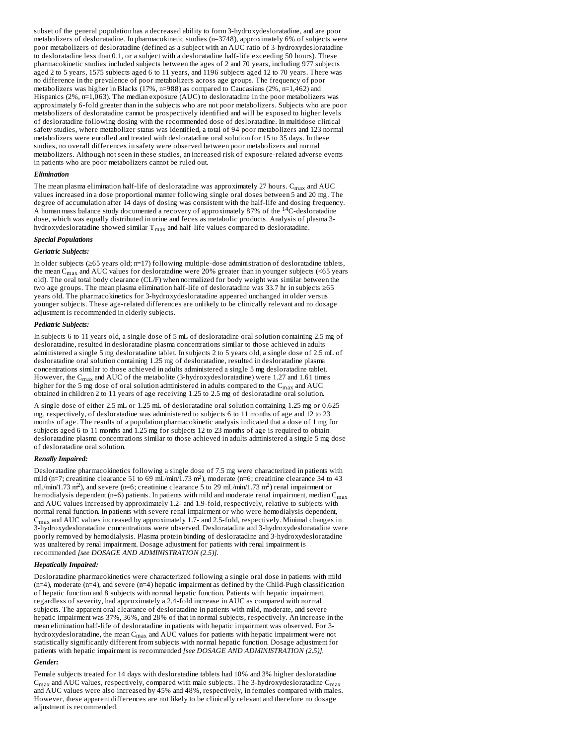subset of the general population has a decreased ability to form 3-hydroxydesloratadine, and are poor metabolizers of desloratadine. In pharmacokinetic studies (n=3748), approximately 6% of subjects were poor metabolizers of desloratadine (defined as a subject with an AUC ratio of 3-hydroxydesloratadine to desloratadine less than 0.1, or a subject with a desloratadine half-life exceeding 50 hours). These pharmacokinetic studies included subjects between the ages of 2 and 70 years, including 977 subjects aged 2 to 5 years, 1575 subjects aged 6 to 11 years, and 1196 subjects aged 12 to 70 years. There was no difference in the prevalence of poor metabolizers across age groups. The frequency of poor metabolizers was higher in Blacks (17%, n=988) as compared to Caucasians (2%, n=1,462) and Hispanics (2%, n=1,063). The median exposure (AUC) to desloratadine in the poor metabolizers was approximately 6-fold greater than in the subjects who are not poor metabolizers. Subjects who are poor metabolizers of desloratadine cannot be prospectively identified and will be exposed to higher levels of desloratadine following dosing with the recommended dose of desloratadine. In multidose clinical safety studies, where metabolizer status was identified, a total of 94 poor metabolizers and 123 normal metabolizers were enrolled and treated with desloratadine oral solution for 15 to 35 days. In these studies, no overall differences in safety were observed between poor metabolizers and normal metabolizers. Although not seen in these studies, an increased risk of exposure-related adverse events in patients who are poor metabolizers cannot be ruled out.

***Elimination***

The mean plasma elimination half-life of desloratadine was approximately 27 hours. $C_{max}$ and AUC values increased in a dose proportional manner following single oral doses between 5 and 20 mg. The degree of accumulation after 14 days of dosing was consistent with the half-life and dosing frequency. A human mass balance study documented a recovery of approximately 87% of the $^{14}$C-desloratadine dose, which was equally distributed in urine and feces as metabolic products. Analysis of plasma 3-hydroxydesloratadine showed similar $T_{max}$ and half-life values compared to desloratadine.

***Special Populations***

***Geriatric Subjects:***

In older subjects (≥65 years old; n=17) following multiple-dose administration of desloratadine tablets, the mean $C_{max}$ and AUC values for desloratadine were 20% greater than in younger subjects (<65 years old). The oral total body clearance (CL/F) when normalized for body weight was similar between the two age groups. The mean plasma elimination half-life of desloratadine was 33.7 hr in subjects ≥65 years old. The pharmacokinetics for 3-hydroxydesloratadine appeared unchanged in older versus younger subjects. These age-related differences are unlikely to be clinically relevant and no dosage adjustment is recommended in elderly subjects.

***Pediatric Subjects:***

In subjects 6 to 11 years old, a single dose of 5 mL of desloratadine oral solution containing 2.5 mg of desloratadine, resulted in desloratadine plasma concentrations similar to those achieved in adults administered a single 5 mg desloratadine tablet. In subjects 2 to 5 years old, a single dose of 2.5 mL of desloratadine oral solution containing 1.25 mg of desloratadine, resulted in desloratadine plasma concentrations similar to those achieved in adults administered a single 5 mg desloratadine tablet. However, the $C_{max}$ and AUC of the metabolite (3-hydroxydesloratadine) were 1.27 and 1.61 times higher for the 5 mg dose of oral solution administered in adults compared to the $C_{max}$ and AUC obtained in children 2 to 11 years of age receiving 1.25 to 2.5 mg of desloratadine oral solution.

A single dose of either 2.5 mL or 1.25 mL of desloratadine oral solution containing 1.25 mg or 0.625 mg, respectively, of desloratadine was administered to subjects 6 to 11 months of age and 12 to 23 months of age. The results of a population pharmacokinetic analysis indicated that a dose of 1 mg for subjects aged 6 to 11 months and 1.25 mg for subjects 12 to 23 months of age is required to obtain desloratadine plasma concentrations similar to those achieved in adults administered a single 5 mg dose of desloratadine oral solution.

***Renally Impaired:***

Desloratadine pharmacokinetics following a single dose of 7.5 mg were characterized in patients with mild (n=7; creatinine clearance 51 to 69 mL/min/1.73 $m^2$), moderate (n=6; creatinine clearance 34 to 43 mL/min/1.73 $m^2$), and severe (n=6; creatinine clearance 5 to 29 mL/min/1.73 $m^2$) renal impairment or hemodialysis dependent (n=6) patients. In patients with mild and moderate renal impairment, median $C_{max}$ and AUC values increased by approximately 1.2- and 1.9-fold, respectively, relative to subjects with normal renal function. In patients with severe renal impairment or who were hemodialysis dependent, $C_{max}$ and AUC values increased by approximately 1.7- and 2.5-fold, respectively. Minimal changes in 3-hydroxydesloratadine concentrations were observed. Desloratadine and 3-hydroxydesloratadine were poorly removed by hemodialysis. Plasma protein binding of desloratadine and 3-hydroxydesloratadine was unaltered by renal impairment. Dosage adjustment for patients with renal impairment is recommended *[see DOSAGE AND ADMINISTRATION (2.5)]*.

***Hepatically Impaired:***

Desloratadine pharmacokinetics were characterized following a single oral dose in patients with mild (n=4), moderate (n=4), and severe (n=4) hepatic impairment as defined by the Child-Pugh classification of hepatic function and 8 subjects with normal hepatic function. Patients with hepatic impairment, regardless of severity, had approximately a 2.4-fold increase in AUC as compared with normal subjects. The apparent oral clearance of desloratadine in patients with mild, moderate, and severe hepatic impairment was 37%, 36%, and 28% of that in normal subjects, respectively. An increase in the mean elimination half-life of desloratadine in patients with hepatic impairment was observed. For 3-hydroxydesloratadine, the mean $C_{max}$ and AUC values for patients with hepatic impairment were not statistically significantly different from subjects with normal hepatic function. Dosage adjustment for patients with hepatic impairment is recommended *[see DOSAGE AND ADMINISTRATION (2.5)]*.

***Gender:***

Female subjects treated for 14 days with desloratadine tablets had 10% and 3% higher desloratadine $C_{max}$ and AUC values, respectively, compared with male subjects. The 3-hydroxydesloratadine $C_{max}$ and AUC values were also increased by 45% and 48%, respectively, in females compared with males. However, these apparent differences are not likely to be clinically relevant and therefore no dosage adjustment is recommended.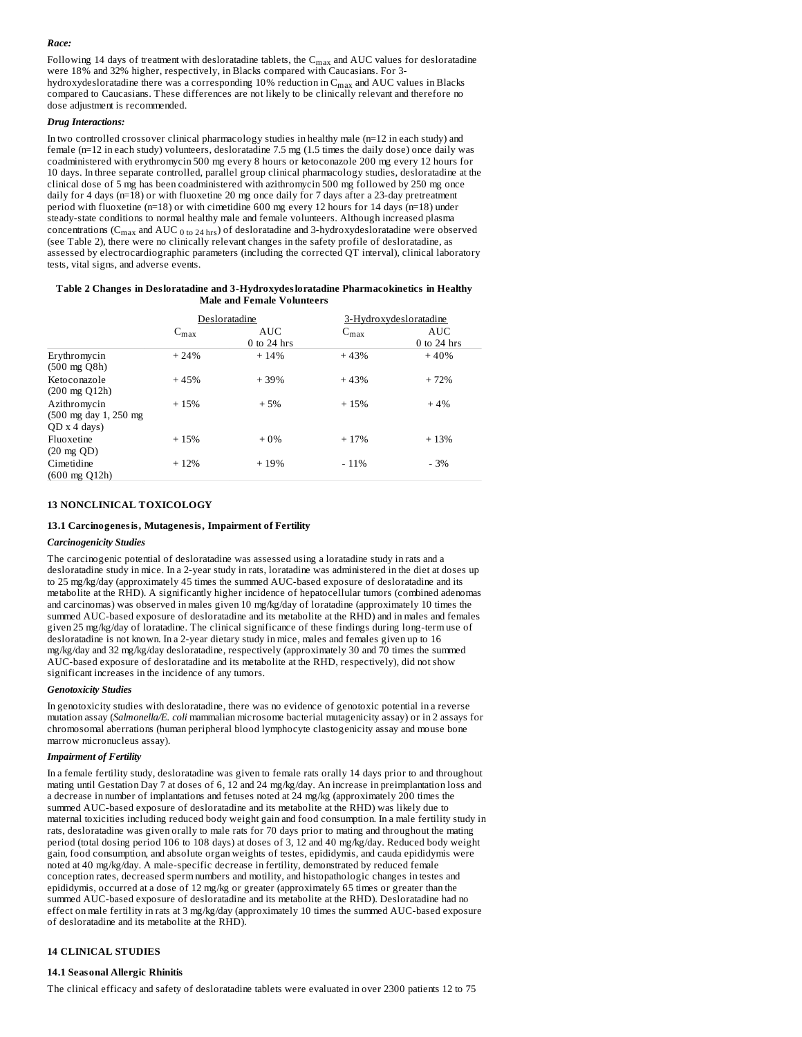***Race:***

Following 14 days of treatment with desloratadine tablets, the $C_{max}$ and AUC values for desloratadine were 18% and 32% higher, respectively, in Blacks compared with Caucasians. For 3-hydroxydesloratadine there was a corresponding 10% reduction in $C_{max}$ and AUC values in Blacks compared to Caucasians. These differences are not likely to be clinically relevant and therefore no dose adjustment is recommended.

***Drug Interactions:***

In two controlled crossover clinical pharmacology studies in healthy male (n=12 in each study) and female (n=12 in each study) volunteers, desloratadine 7.5 mg (1.5 times the daily dose) once daily was coadministered with erythromycin 500 mg every 8 hours or ketoconazole 200 mg every 12 hours for 10 days. In three separate controlled, parallel group clinical pharmacology studies, desloratadine at the clinical dose of 5 mg has been coadministered with azithromycin 500 mg followed by 250 mg once daily for 4 days (n=18) or with fluoxetine 20 mg once daily for 7 days after a 23-day pretreatment period with fluoxetine (n=18) or with cimetidine 600 mg every 12 hours for 14 days (n=18) under steady-state conditions to normal healthy male and female volunteers. Although increased plasma concentrations ($C_{max}$ and $AUC_{0\ to\ 24\ hrs}$) of desloratadine and 3-hydroxydesloratadine were observed (see Table 2), there were no clinically relevant changes in the safety profile of desloratadine, as assessed by electrocardiographic parameters (including the corrected QT interval), clinical laboratory tests, vital signs, and adverse events.

**Table 2 Changes in Desloratadine and 3-Hydroxydesloratadine Pharmacokinetics in Healthy Male and Female Volunteers**

| | Desloratadine | | 3-Hydroxydesloratadine | |
|---|---|---|---|---|
| | $C_{max}$ | AUC 0 to 24 hrs | $C_{max}$ | AUC 0 to 24 hrs |
| Erythromycin (500 mg Q8h) | + 24% | + 14% | + 43% | + 40% |
| Ketoconazole (200 mg Q12h) | + 45% | + 39% | + 43% | + 72% |
| Azithromycin (500 mg day 1, 250 mg QD x 4 days) | + 15% | + 5% | + 15% | + 4% |
| Fluoxetine (20 mg QD) | + 15% | + 0% | + 17% | + 13% |
| Cimetidine (600 mg Q12h) | + 12% | + 19% | - 11% | - 3% |

## 13 NONCLINICAL TOXICOLOGY

### 13.1 Carcinogenesis, Mutagenesis, Impairment of Fertility

***Carcinogenicity Studies***

The carcinogenic potential of desloratadine was assessed using a loratadine study in rats and a desloratadine study in mice. In a 2-year study in rats, loratadine was administered in the diet at doses up to 25 mg/kg/day (approximately 45 times the summed AUC-based exposure of desloratadine and its metabolite at the RHD). A significantly higher incidence of hepatocellular tumors (combined adenomas and carcinomas) was observed in males given 10 mg/kg/day of loratadine (approximately 10 times the summed AUC-based exposure of desloratadine and its metabolite at the RHD) and in males and females given 25 mg/kg/day of loratadine. The clinical significance of these findings during long-term use of desloratadine is not known. In a 2-year dietary study in mice, males and females given up to 16 mg/kg/day and 32 mg/kg/day desloratadine, respectively (approximately 30 and 70 times the summed AUC-based exposure of desloratadine and its metabolite at the RHD, respectively), did not show significant increases in the incidence of any tumors.

***Genotoxicity Studies***

In genotoxicity studies with desloratadine, there was no evidence of genotoxic potential in a reverse mutation assay (*Salmonella/E. coli* mammalian microsome bacterial mutagenicity assay) or in 2 assays for chromosomal aberrations (human peripheral blood lymphocyte clastogenicity assay and mouse bone marrow micronucleus assay).

***Impairment of Fertility***

In a female fertility study, desloratadine was given to female rats orally 14 days prior to and throughout mating until Gestation Day 7 at doses of 6, 12 and 24 mg/kg/day. An increase in preimplantation loss and a decrease in number of implantations and fetuses noted at 24 mg/kg (approximately 200 times the summed AUC-based exposure of desloratadine and its metabolite at the RHD) was likely due to maternal toxicities including reduced body weight gain and food consumption. In a male fertility study in rats, desloratadine was given orally to male rats for 70 days prior to mating and throughout the mating period (total dosing period 106 to 108 days) at doses of 3, 12 and 40 mg/kg/day. Reduced body weight gain, food consumption, and absolute organ weights of testes, epididymis, and cauda epididymis were noted at 40 mg/kg/day. A male-specific decrease in fertility, demonstrated by reduced female conception rates, decreased sperm numbers and motility, and histopathologic changes in testes and epididymis, occurred at a dose of 12 mg/kg or greater (approximately 65 times or greater than the summed AUC-based exposure of desloratadine and its metabolite at the RHD). Desloratadine had no effect on male fertility in rats at 3 mg/kg/day (approximately 10 times the summed AUC-based exposure of desloratadine and its metabolite at the RHD).

## 14 CLINICAL STUDIES

### 14.1 Seasonal Allergic Rhinitis

The clinical efficacy and safety of desloratadine tablets were evaluated in over 2300 patients 12 to 75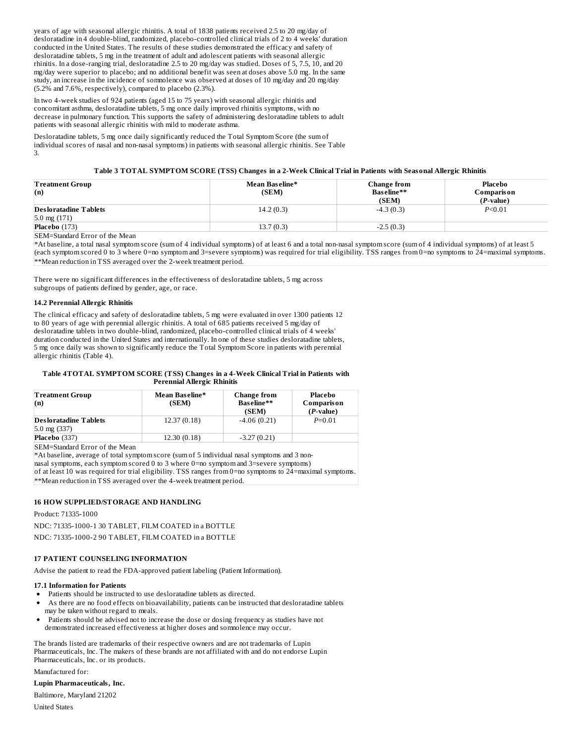years of age with seasonal allergic rhinitis. A total of 1838 patients received 2.5 to 20 mg/day of desloratadine in 4 double-blind, randomized, placebo-controlled clinical trials of 2 to 4 weeks' duration conducted in the United States. The results of these studies demonstrated the efficacy and safety of desloratadine tablets, 5 mg in the treatment of adult and adolescent patients with seasonal allergic rhinitis. In a dose-ranging trial, desloratadine 2.5 to 20 mg/day was studied. Doses of 5, 7.5, 10, and 20 mg/day were superior to placebo; and no additional benefit was seen at doses above 5.0 mg. In the same study, an increase in the incidence of somnolence was observed at doses of 10 mg/day and 20 mg/day (5.2% and 7.6%, respectively), compared to placebo (2.3%).

In two 4-week studies of 924 patients (aged 15 to 75 years) with seasonal allergic rhinitis and concomitant asthma, desloratadine tablets, 5 mg once daily improved rhinitis symptoms, with no decrease in pulmonary function. This supports the safety of administering desloratadine tablets to adult patients with seasonal allergic rhinitis with mild to moderate asthma.

Desloratadine tablets, 5 mg once daily significantly reduced the Total Symptom Score (the sum of individual scores of nasal and non-nasal symptoms) in patients with seasonal allergic rhinitis. See Table 3.

**Table 3 TOTAL SYMPTOM SCORE (TSS) Changes in a 2-Week Clinical Trial in Patients with Seasonal Allergic Rhinitis**

| Treatment Group (n) | Mean Baseline* (SEM) | Change from Baseline** (SEM) | Placebo Comparison (*P*-value) |
|---|---|---|---|
| **Desloratadine Tablets** 5.0 mg (171) | 14.2 (0.3) | -4.3 (0.3) | *P*<0.01 |
| **Placebo** (173) | 13.7 (0.3) | -2.5 (0.3) | |

SEM=Standard Error of the Mean

*At baseline, a total nasal symptom score (sum of 4 individual symptoms) of at least 6 and a total non-nasal symptom score (sum of 4 individual symptoms) of at least 5 (each symptom scored 0 to 3 where 0=no symptom and 3=severe symptoms) was required for trial eligibility. TSS ranges from 0=no symptoms to 24=maximal symptoms.

**Mean reduction in TSS averaged over the 2-week treatment period.

There were no significant differences in the effectiveness of desloratadine tablets, 5 mg across subgroups of patients defined by gender, age, or race.

### 14.2 Perennial Allergic Rhinitis

The clinical efficacy and safety of desloratadine tablets, 5 mg were evaluated in over 1300 patients 12 to 80 years of age with perennial allergic rhinitis. A total of 685 patients received 5 mg/day of desloratadine tablets in two double-blind, randomized, placebo-controlled clinical trials of 4 weeks' duration conducted in the United States and internationally. In one of these studies desloratadine tablets, 5 mg once daily was shown to significantly reduce the Total Symptom Score in patients with perennial allergic rhinitis (Table 4).

**Table 4TOTAL SYMPTOM SCORE (TSS) Changes in a 4-Week Clinical Trial in Patients with Perennial Allergic Rhinitis**

| Treatment Group (n) | Mean Baseline* (SEM) | Change from Baseline** (SEM) | Placebo Comparison (*P*-value) |
|---|---|---|---|
| **Desloratadine Tablets** 5.0 mg (337) | 12.37 (0.18) | -4.06 (0.21) | *P*=0.01 |
| **Placebo** (337) | 12.30 (0.18) | -3.27 (0.21) | |

SEM=Standard Error of the Mean

*At baseline, average of total symptom score (sum of 5 individual nasal symptoms and 3 non-nasal symptoms, each symptom scored 0 to 3 where 0=no symptom and 3=severe symptoms) of at least 10 was required for trial eligibility. TSS ranges from 0=no symptoms to 24=maximal symptoms.

**Mean reduction in TSS averaged over the 4-week treatment period.

## 16 HOW SUPPLIED/STORAGE AND HANDLING

Product: 71335-1000

NDC: 71335-1000-1 30 TABLET, FILM COATED in a BOTTLE

NDC: 71335-1000-2 90 TABLET, FILM COATED in a BOTTLE

## 17 PATIENT COUNSELING INFORMATION

Advise the patient to read the FDA-approved patient labeling (Patient Information).

### 17.1 Information for Patients

- Patients should be instructed to use desloratadine tablets as directed.
- As there are no food effects on bioavailability, patients can be instructed that desloratadine tablets may be taken without regard to meals.
- Patients should be advised not to increase the dose or dosing frequency as studies have not demonstrated increased effectiveness at higher doses and somnolence may occur.

The brands listed are trademarks of their respective owners and are not trademarks of Lupin Pharmaceuticals, Inc. The makers of these brands are not affiliated with and do not endorse Lupin Pharmaceuticals, Inc. or its products.

Manufactured for:

**Lupin Pharmaceuticals, Inc.**

Baltimore, Maryland 21202

United States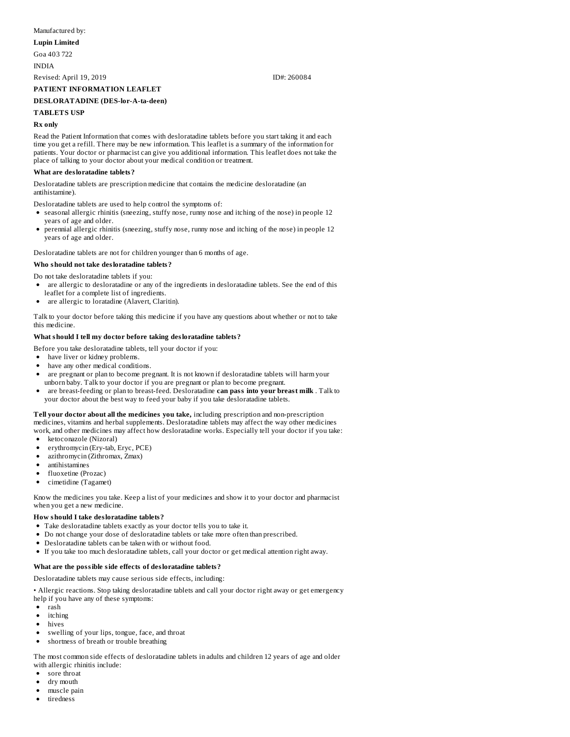Manufactured by:

**Lupin Limited**

Goa 403 722

INDIA

Revised: April 19, 2019 ID#: 260084

**PATIENT INFORMATION LEAFLET**

**DESLORATADINE (DES-lor-A-ta-deen)**

**TABLETS USP**

**Rx only**

Read the Patient Information that comes with desloratadine tablets before you start taking it and each time you get a refill. There may be new information. This leaflet is a summary of the information for patients. Your doctor or pharmacist can give you additional information. This leaflet does not take the place of talking to your doctor about your medical condition or treatment.

**What are desloratadine tablets?**

Desloratadine tablets are prescription medicine that contains the medicine desloratadine (an antihistamine).

Desloratadine tablets are used to help control the symptoms of:

- seasonal allergic rhinitis (sneezing, stuffy nose, runny nose and itching of the nose) in people 12 years of age and older.
- perennial allergic rhinitis (sneezing, stuffy nose, runny nose and itching of the nose) in people 12 years of age and older.

Desloratadine tablets are not for children younger than 6 months of age.

**Who should not take desloratadine tablets?**

Do not take desloratadine tablets if you:

- are allergic to desloratadine or any of the ingredients in desloratadine tablets. See the end of this leaflet for a complete list of ingredients.
- are allergic to loratadine (Alavert, Claritin).

Talk to your doctor before taking this medicine if you have any questions about whether or not to take this medicine.

**What should I tell my doctor before taking desloratadine tablets?**

Before you take desloratadine tablets, tell your doctor if you:

- have liver or kidney problems.
- have any other medical conditions.
- are pregnant or plan to become pregnant. It is not known if desloratadine tablets will harm your unborn baby. Talk to your doctor if you are pregnant or plan to become pregnant.
- are breast-feeding or plan to breast-feed. Desloratadine **can pass into your breast milk** . Talk to your doctor about the best way to feed your baby if you take desloratadine tablets.

**Tell your doctor about all the medicines you take,** including prescription and non-prescription medicines, vitamins and herbal supplements. Desloratadine tablets may affect the way other medicines work, and other medicines may affect how desloratadine works. Especially tell your doctor if you take:

- ketoconazole (Nizoral)
- erythromycin (Ery-tab, Eryc, PCE)
- azithromycin (Zithromax, Zmax)
- antihistamines
- fluoxetine (Prozac)
- cimetidine (Tagamet)

Know the medicines you take. Keep a list of your medicines and show it to your doctor and pharmacist when you get a new medicine.

**How should I take desloratadine tablets?**

- Take desloratadine tablets exactly as your doctor tells you to take it.
- Do not change your dose of desloratadine tablets or take more often than prescribed.
- Desloratadine tablets can be taken with or without food.
- If you take too much desloratadine tablets, call your doctor or get medical attention right away.

**What are the possible side effects of desloratadine tablets?**

Desloratadine tablets may cause serious side effects, including:

• Allergic reactions. Stop taking desloratadine tablets and call your doctor right away or get emergency help if you have any of these symptoms:

- rash
- itching
- hives
- swelling of your lips, tongue, face, and throat
- shortness of breath or trouble breathing

The most common side effects of desloratadine tablets in adults and children 12 years of age and older with allergic rhinitis include:

- sore throat
- dry mouth
- muscle pain
- tiredness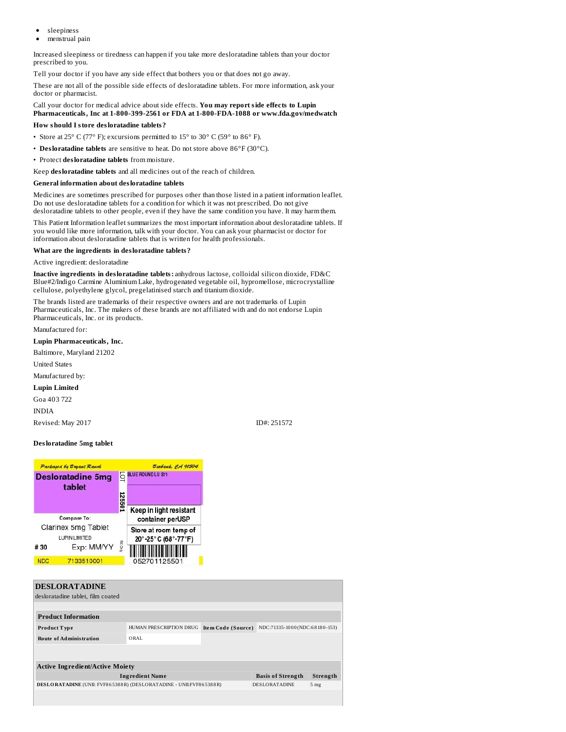- sleepiness
- menstrual pain

Increased sleepiness or tiredness can happen if you take more desloratadine tablets than your doctor prescribed to you.

Tell your doctor if you have any side effect that bothers you or that does not go away.

These are not all of the possible side effects of desloratadine tablets. For more information, ask your doctor or pharmacist.

Call your doctor for medical advice about side effects. **You may report side effects to Lupin Pharmaceuticals, Inc at 1-800-399-2561 or FDA at 1-800-FDA-1088 or www.fda.gov/medwatch**

**How should I store desloratadine tablets?**

- Store at 25° C (77° F); excursions permitted to 15° to 30° C (59° to 86° F).
- **Desloratadine tablets** are sensitive to heat. Do not store above 86°F (30°C).
- Protect **desloratadine tablets** from moisture.

Keep **desloratadine tablets** and all medicines out of the reach of children.

**General information about desloratadine tablets**

Medicines are sometimes prescribed for purposes other than those listed in a patient information leaflet. Do not use desloratadine tablets for a condition for which it was not prescribed. Do not give desloratadine tablets to other people, even if they have the same condition you have. It may harm them.

This Patient Information leaflet summarizes the most important information about desloratadine tablets. If you would like more information, talk with your doctor. You can ask your pharmacist or doctor for information about desloratadine tablets that is written for health professionals.

**What are the ingredients in desloratadine tablets?**

Active ingredient: desloratadine

**Inactive ingredients in desloratadine tablets:** anhydrous lactose, colloidal silicon dioxide, FD&C Blue#2/Indigo Carmine Aluminium Lake, hydrogenated vegetable oil, hypromellose, microcrystalline cellulose, polyethylene glycol, pregelatinised starch and titanium dioxide.

The brands listed are trademarks of their respective owners and are not trademarks of Lupin Pharmaceuticals, Inc. The makers of these brands are not affiliated with and do not endorse Lupin Pharmaceuticals, Inc. or its products.

Manufactured for:

**Lupin Pharmaceuticals, Inc.**

Baltimore, Maryland 21202

United States

Manufactured by:

**Lupin Limited**

Goa 403 722

INDIA

Revised: May 2017

ID#: 251572

**Desloratadine 5mg tablet**

Packaged by Bryant Ranch

Burbank, CA 91504

Desloratadine 5mg tablet

LOT 125501

BLUE ROUND LU S71

Keep in light resistant container perUSP

Store at room temp of 20°-25°C (68°-77°F)

Compare To:

Clarinex 5mg Tablet

LUPIN LIMITED

# 30

Exp: MM/YY

Rx Only

NDC 7133510001

052701125501

**DESLORATADINE**

desloratadine tablet, film coated

| **Product Information** | | | |
|---|---|---|---|
| **Product Type** | HUMAN PRESCRIPTION DRUG | **Item Code (Source)** | NDC:71335-1000(NDC:68180-153) |
| **Route of Administration** | ORAL | | |

| **Active Ingredient/Active Moiety** | | |
|---|---|---|
| **Ingredient Name** | **Basis of Strength** | **Strength** |
| **DESLORATADINE** (UNII: FVF865388R) (DESLORATADINE - UNII:FVF865388R) | DESLORATADINE | 5 mg |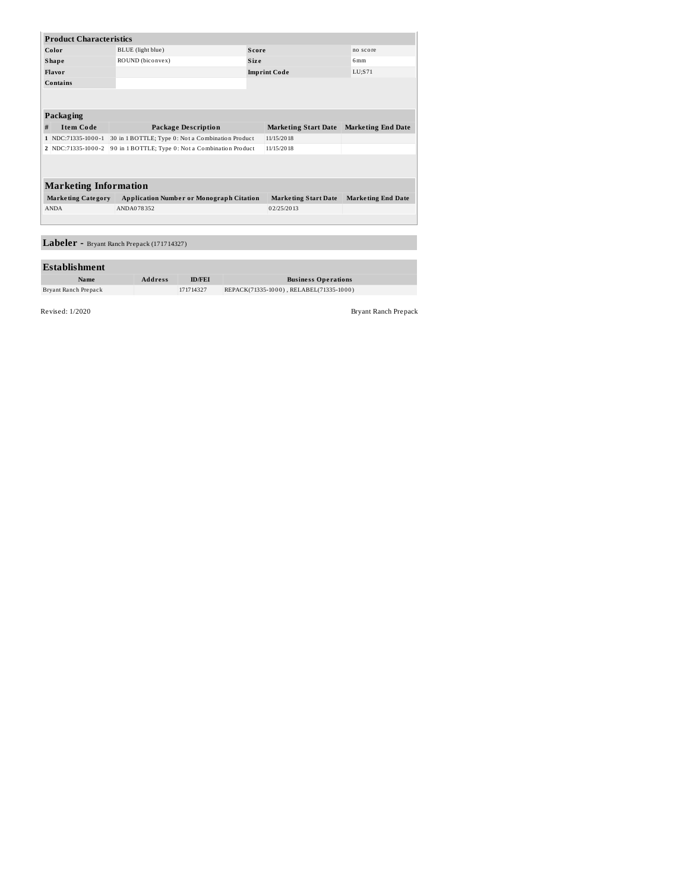| Product Characteristics | | | |
| --- | --- | --- | --- |
| Color | BLUE (light blue) | Score | no score |
| Shape | ROUND (biconvex) | Size | 6mm |
| Flavor | | Imprint Code | LU;S71 |
| Contains | | | |

**Packaging**

| # | Item Code | Package Description | Marketing Start Date | Marketing End Date |
| --- | --- | --- | --- | --- |
| 1 | NDC:71335-1000-1 | 30 in 1 BOTTLE; Type 0: Not a Combination Product | 11/15/2018 | |
| 2 | NDC:71335-1000-2 | 90 in 1 BOTTLE; Type 0: Not a Combination Product | 11/15/2018 | |

**Marketing Information**

| Marketing Category | Application Number or Monograph Citation | Marketing Start Date | Marketing End Date |
| --- | --- | --- | --- |
| ANDA | ANDA078352 | 02/25/2013 | |

**Labeler -** Bryant Ranch Prepack (171714327)

**Establishment**

| Name | Address | ID/FEI | Business Operations |
| --- | --- | --- | --- |
| Bryant Ranch Prepack | | 171714327 | REPACK(71335-1000) , RELABEL(71335-1000) |

Revised: 1/2020

Bryant Ranch Prepack